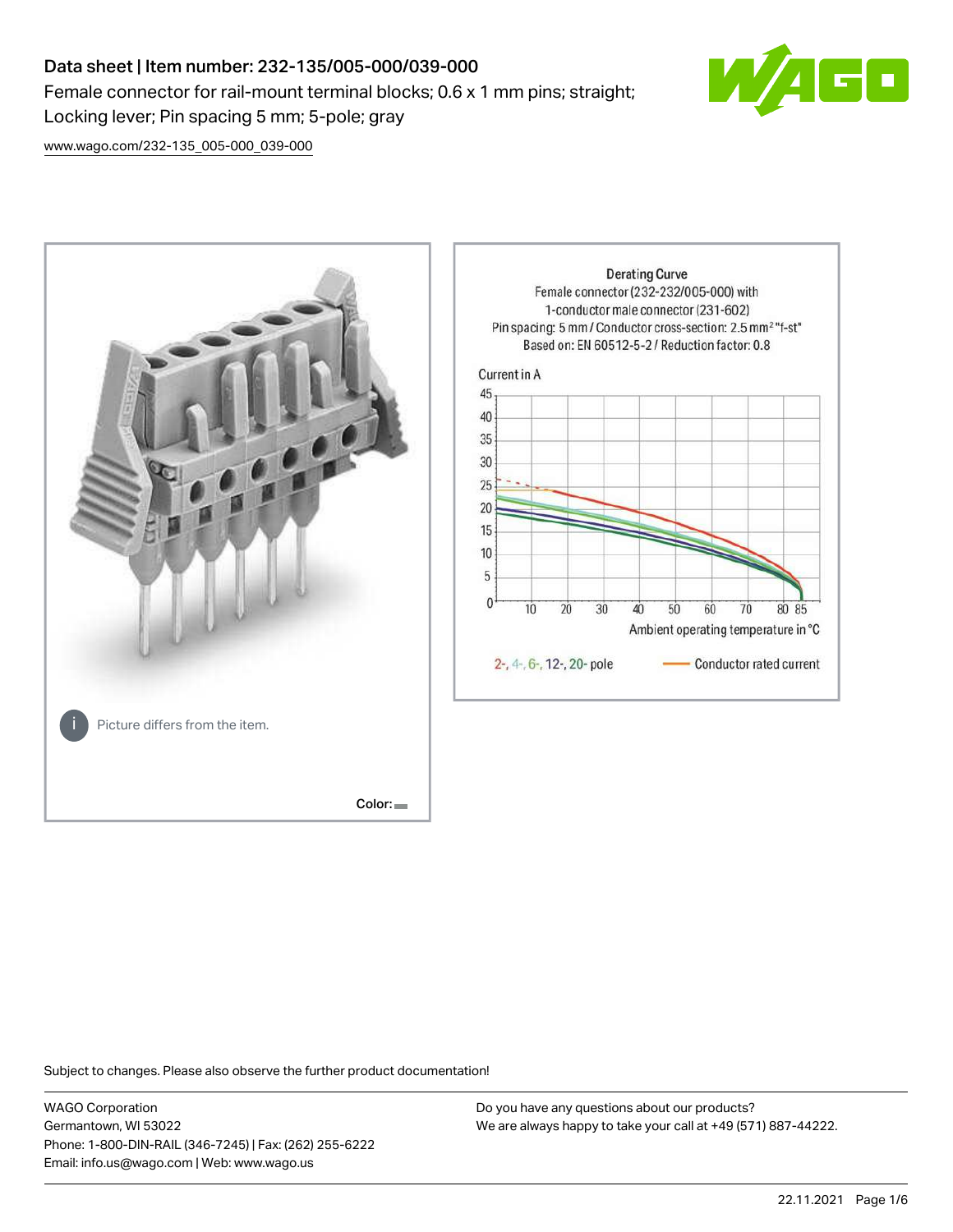# Data sheet | Item number: 232-135/005-000/039-000

Female connector for rail-mount terminal blocks; 0.6 x 1 mm pins; straight; Locking lever; Pin spacing 5 mm; 5-pole; gray

www.wago.com/232-135_005-000_039-000

Picture differs from the item.

Color:

Derating Curve
Female connector (232-232/005-000) with 1-conductor male connector (231-602)
Pin spacing: 5 mm / Conductor cross-section: 2.5 mm² "f-st"
Based on: EN 60512-5-2 / Reduction factor: 0.8

Current in A

Ambient operating temperature in °C

2-, 4-, 6-, 12-, 20- pole — Conductor rated current

Subject to changes. Please also observe the further product documentation!

WAGO Corporation
Germantown, WI 53022
Phone: 1-800-DIN-RAIL (346-7245) | Fax: (262) 255-6222
Email: info.us@wago.com | Web: www.wago.us

Do you have any questions about our products?
We are always happy to take your call at +49 (571) 887-44222.

22.11.2021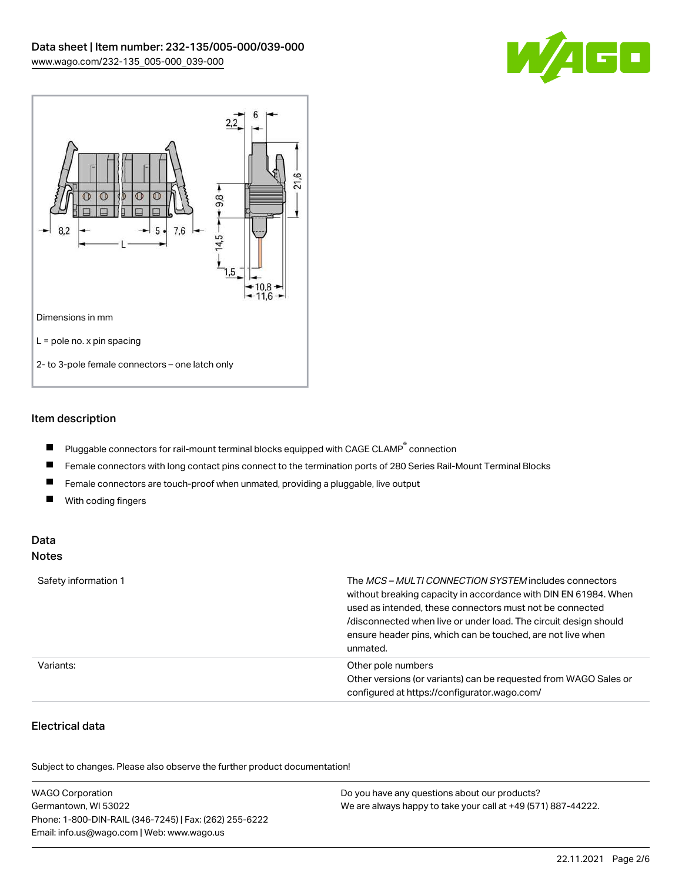Dimensions in mm

L = pole no. x pin spacing

2- to 3-pole female connectors – one latch only

## Item description

- Pluggable connectors for rail-mount terminal blocks equipped with CAGE CLAMP® connection
- Female connectors with long contact pins connect to the termination ports of 280 Series Rail-Mount Terminal Blocks
- Female connectors are touch-proof when unmated, providing a pluggable, live output
- With coding fingers

## Data

### Notes

| | |
|---|---|
| Safety information 1 | The *MCS – MULTI CONNECTION SYSTEM* includes connectors without breaking capacity in accordance with DIN EN 61984. When used as intended, these connectors must not be connected /disconnected when live or under load. The circuit design should ensure header pins, which can be touched, are not live when unmated. |
| Variants: | Other pole numbers<br>Other versions (or variants) can be requested from WAGO Sales or configured at https://configurator.wago.com/ |

### Electrical data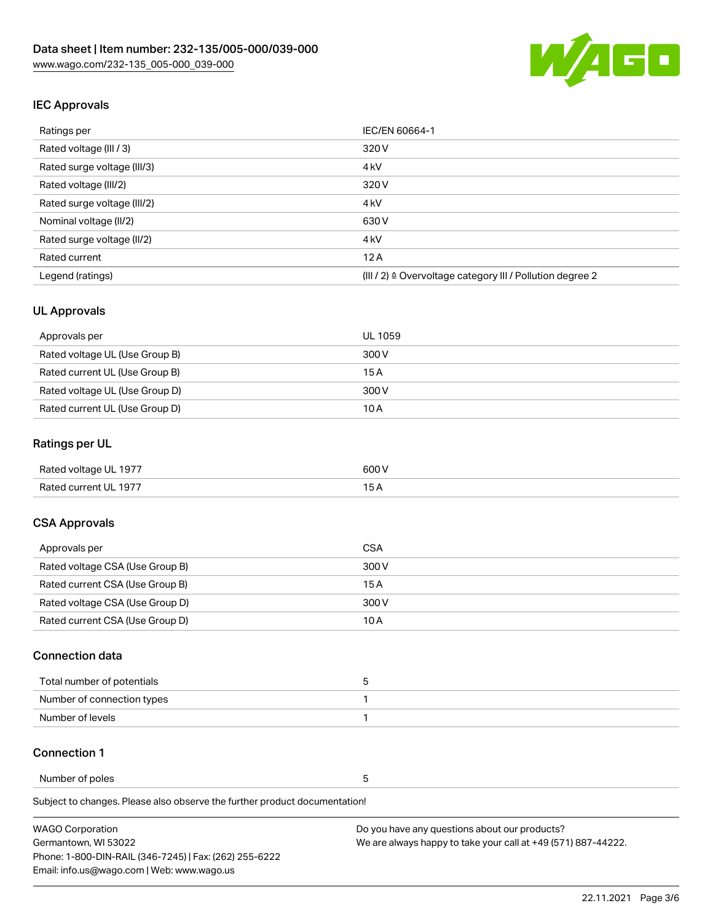## IEC Approvals

| | |
|---|---|
| Ratings per | IEC/EN 60664-1 |
| Rated voltage (III / 3) | 320 V |
| Rated surge voltage (III/3) | 4 kV |
| Rated voltage (III/2) | 320 V |
| Rated surge voltage (III/2) | 4 kV |
| Nominal voltage (II/2) | 630 V |
| Rated surge voltage (II/2) | 4 kV |
| Rated current | 12 A |
| Legend (ratings) | (III / 2) ≙ Overvoltage category III / Pollution degree 2 |

## UL Approvals

| | |
|---|---|
| Approvals per | UL 1059 |
| Rated voltage UL (Use Group B) | 300 V |
| Rated current UL (Use Group B) | 15 A |
| Rated voltage UL (Use Group D) | 300 V |
| Rated current UL (Use Group D) | 10 A |

## Ratings per UL

| | |
|---|---|
| Rated voltage UL 1977 | 600 V |
| Rated current UL 1977 | 15 A |

## CSA Approvals

| | |
|---|---|
| Approvals per | CSA |
| Rated voltage CSA (Use Group B) | 300 V |
| Rated current CSA (Use Group B) | 15 A |
| Rated voltage CSA (Use Group D) | 300 V |
| Rated current CSA (Use Group D) | 10 A |

## Connection data

| | |
|---|---|
| Total number of potentials | 5 |
| Number of connection types | 1 |
| Number of levels | 1 |

## Connection 1

| | |
|---|---|
| Number of poles | 5 |

Subject to changes. Please also observe the further product documentation!

WAGO Corporation
Germantown, WI 53022
Phone: 1-800-DIN-RAIL (346-7245) | Fax: (262) 255-6222
Email: info.us@wago.com | Web: www.wago.us

Do you have any questions about our products?
We are always happy to take your call at +49 (571) 887-44222.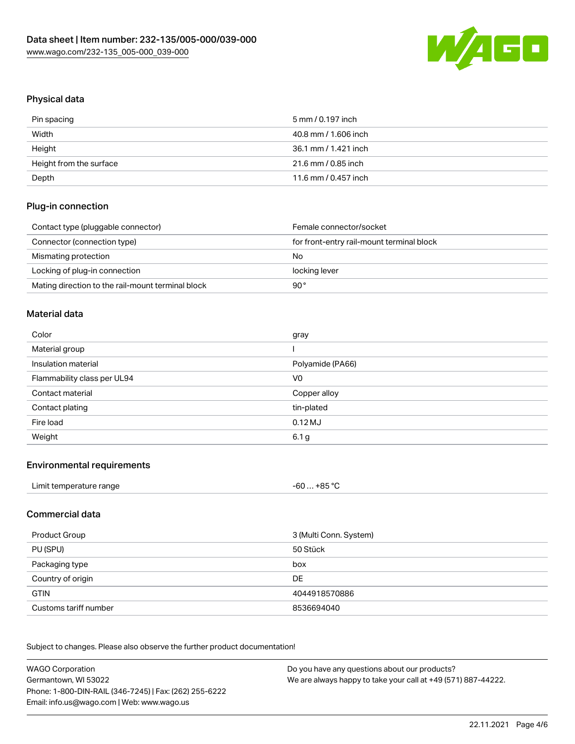## Physical data

| Pin spacing | 5 mm / 0.197 inch |
|---|---|
| Width | 40.8 mm / 1.606 inch |
| Height | 36.1 mm / 1.421 inch |
| Height from the surface | 21.6 mm / 0.85 inch |
| Depth | 11.6 mm / 0.457 inch |

## Plug-in connection

| Contact type (pluggable connector) | Female connector/socket |
|---|---|
| Connector (connection type) | for front-entry rail-mount terminal block |
| Mismating protection | No |
| Locking of plug-in connection | locking lever |
| Mating direction to the rail-mount terminal block | 90 ° |

## Material data

| Color | gray |
|---|---|
| Material group | I |
| Insulation material | Polyamide (PA66) |
| Flammability class per UL94 | V0 |
| Contact material | Copper alloy |
| Contact plating | tin-plated |
| Fire load | 0.12 MJ |
| Weight | 6.1 g |

## Environmental requirements

| Limit temperature range | -60 … +85 °C |
|---|---|

## Commercial data

| Product Group | 3 (Multi Conn. System) |
|---|---|
| PU (SPU) | 50 Stück |
| Packaging type | box |
| Country of origin | DE |
| GTIN | 4044918570886 |
| Customs tariff number | 8536694040 |

Subject to changes. Please also observe the further product documentation!

WAGO Corporation
Germantown, WI 53022
Phone: 1-800-DIN-RAIL (346-7245) | Fax: (262) 255-6222
Email: info.us@wago.com | Web: www.wago.us

Do you have any questions about our products?
We are always happy to take your call at +49 (571) 887-44222.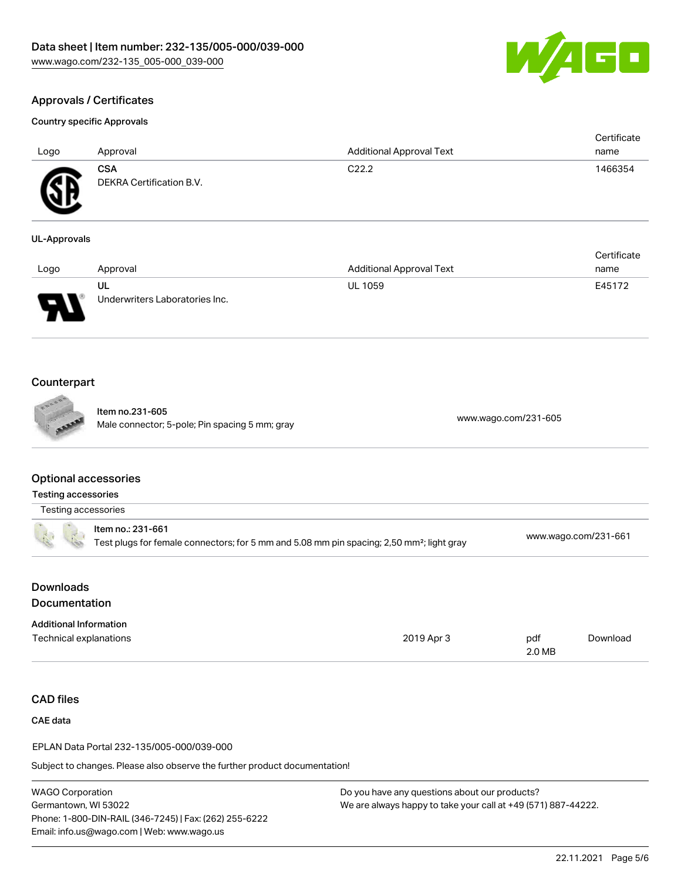## Approvals / Certificates

### Country specific Approvals

| Logo | Approval | Additional Approval Text | Certificate name |
| --- | --- | --- | --- |
| | **CSA**<br>DEKRA Certification B.V. | C22.2 | 1466354 |

### UL-Approvals

| Logo | Approval | Additional Approval Text | Certificate name |
| --- | --- | --- | --- |
| | **UL**<br>Underwriters Laboratories Inc. | UL 1059 | E45172 |

## Counterpart

| Item no.231-605<br>Male connector; 5-pole; Pin spacing 5 mm; gray | www.wago.com/231-605 |
| --- | --- |

## Optional accessories

### Testing accessories

| Testing accessories | |
| --- | --- |
| Item no.: 231-661<br>Test plugs for female connectors; for 5 mm and 5.08 mm pin spacing; 2,50 mm²; light gray | www.wago.com/231-661 |

## Downloads

## Documentation

### Additional Information

| Technical explanations | 2019 Apr 3 | pdf<br>2.0 MB | Download |
| --- | --- | --- | --- |

## CAD files

### CAE data

EPLAN Data Portal 232-135/005-000/039-000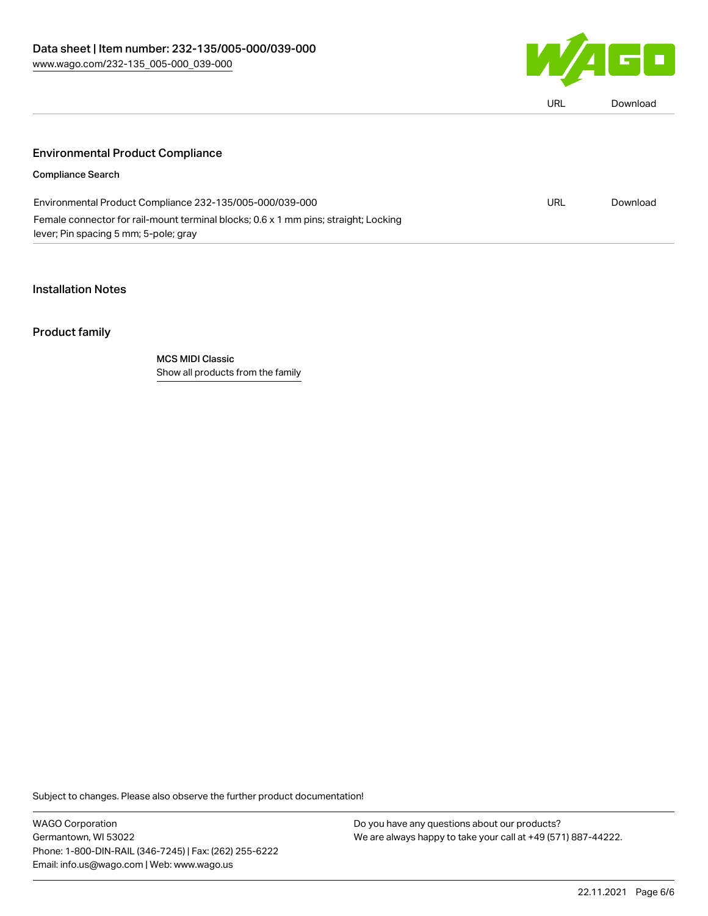| | | |
|---|---|---|
| | URL | Download |

## Environmental Product Compliance

**Compliance Search**

| | | |
|---|---|---|
| Environmental Product Compliance 232-135/005-000/039-000<br>Female connector for rail-mount terminal blocks; 0.6 x 1 mm pins; straight; Locking lever; Pin spacing 5 mm; 5-pole; gray | URL | Download |

## Installation Notes

## Product family

**MCS MIDI Classic**
Show all products from the family

Subject to changes. Please also observe the further product documentation!

WAGO Corporation
Germantown, WI 53022
Phone: 1-800-DIN-RAIL (346-7245) | Fax: (262) 255-6222
Email: info.us@wago.com | Web: www.wago.us

Do you have any questions about our products?
We are always happy to take your call at +49 (571) 887-44222.